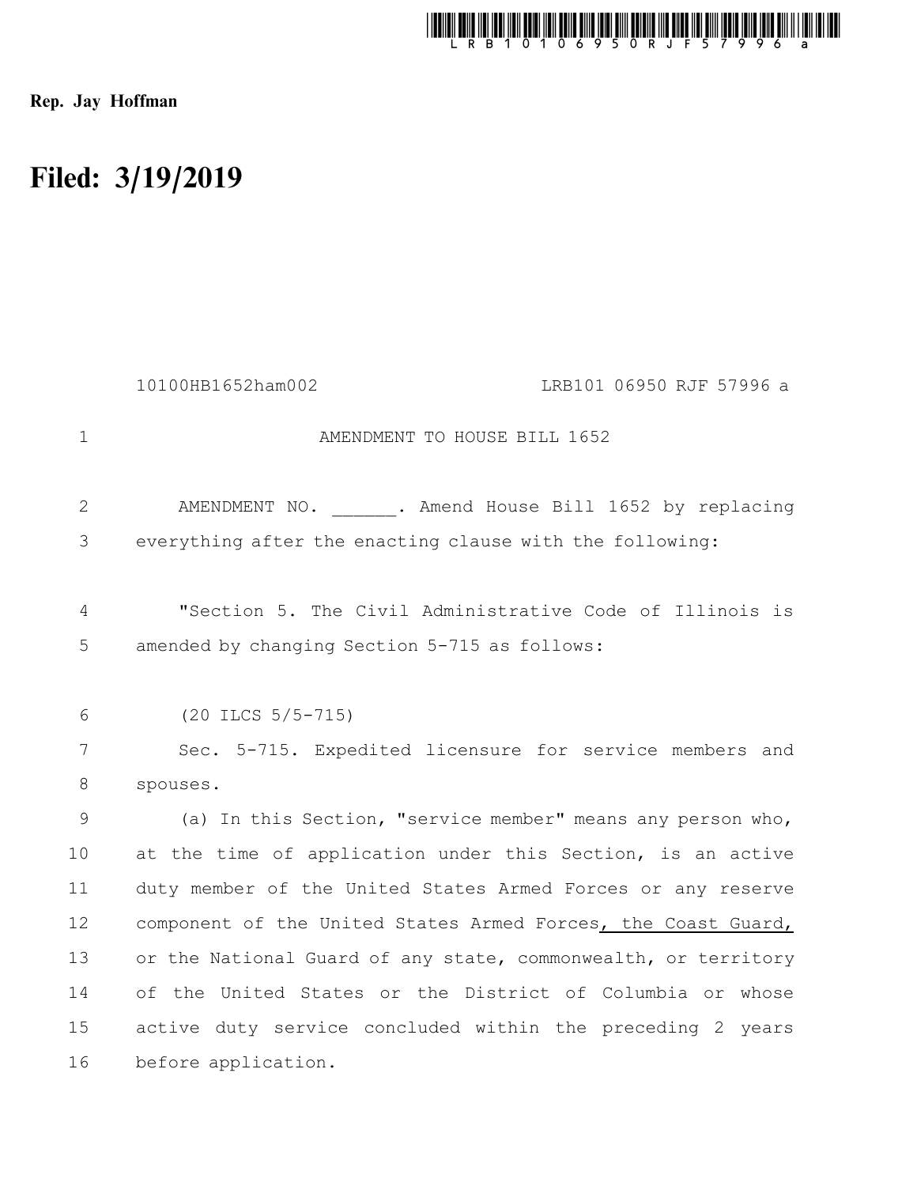Rep. Jay Hoffman

# Filed: 3/19/2019

10100HB1652ham002 LRB101 06950 RJF 57996 a

AMENDMENT TO HOUSE BILL 1652

AMENDMENT NO. ______. Amend House Bill 1652 by replacing everything after the enacting clause with the following:

"Section 5. The Civil Administrative Code of Illinois is amended by changing Section 5-715 as follows:

(20 ILCS 5/5-715)

Sec. 5-715. Expedited licensure for service members and spouses.

(a) In this Section, "service member" means any person who, at the time of application under this Section, is an active duty member of the United States Armed Forces or any reserve component of the United States Armed Forces<u>, the Coast Guard,</u> or the National Guard of any state, commonwealth, or territory of the United States or the District of Columbia or whose active duty service concluded within the preceding 2 years before application.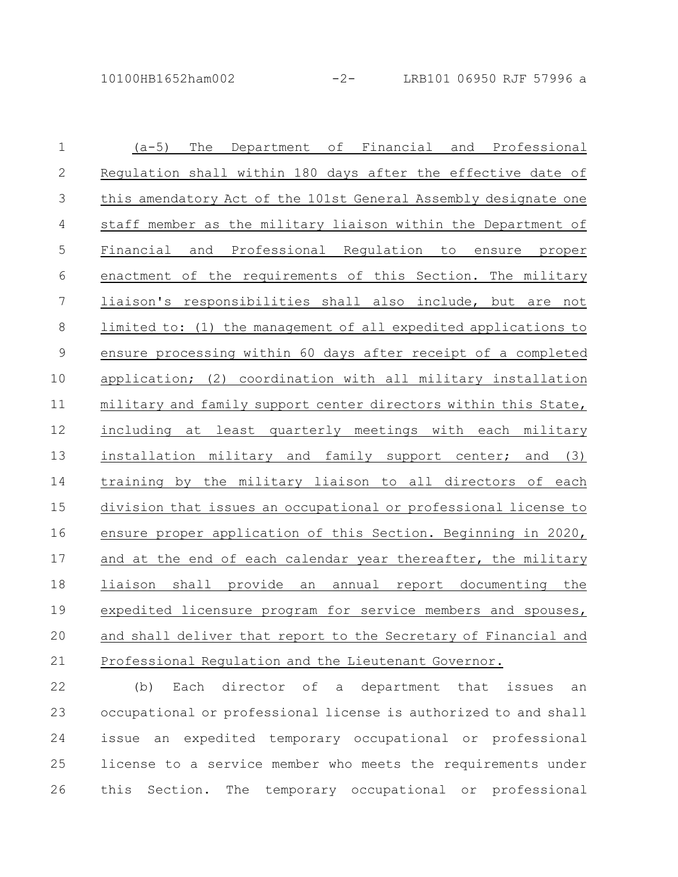(a-5) The Department of Financial and Professional Regulation shall within 180 days after the effective date of this amendatory Act of the 101st General Assembly designate one staff member as the military liaison within the Department of Financial and Professional Regulation to ensure proper enactment of the requirements of this Section. The military liaison's responsibilities shall also include, but are not limited to: (1) the management of all expedited applications to ensure processing within 60 days after receipt of a completed application; (2) coordination with all military installation military and family support center directors within this State, including at least quarterly meetings with each military installation military and family support center; and (3) training by the military liaison to all directors of each division that issues an occupational or professional license to ensure proper application of this Section. Beginning in 2020, and at the end of each calendar year thereafter, the military liaison shall provide an annual report documenting the expedited licensure program for service members and spouses, and shall deliver that report to the Secretary of Financial and Professional Regulation and the Lieutenant Governor.

(b) Each director of a department that issues an occupational or professional license is authorized to and shall issue an expedited temporary occupational or professional license to a service member who meets the requirements under this Section. The temporary occupational or professional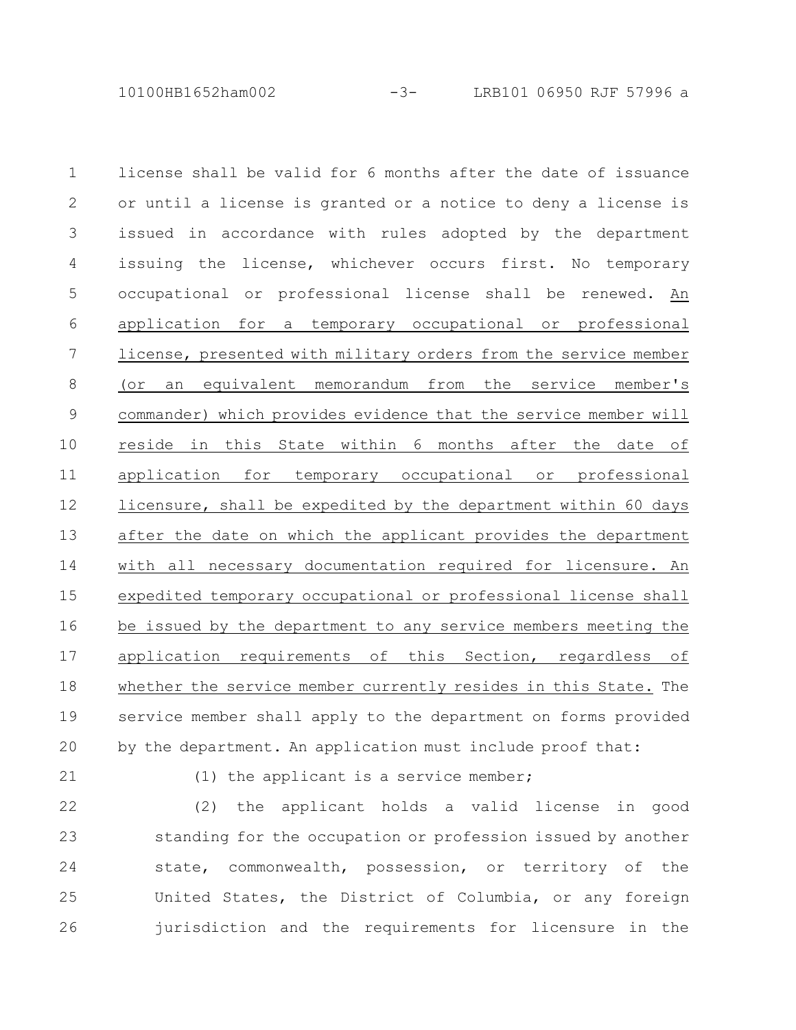license shall be valid for 6 months after the date of issuance or until a license is granted or a notice to deny a license is issued in accordance with rules adopted by the department issuing the license, whichever occurs first. No temporary occupational or professional license shall be renewed. An application for a temporary occupational or professional license, presented with military orders from the service member (or an equivalent memorandum from the service member's commander) which provides evidence that the service member will reside in this State within 6 months after the date of application for temporary occupational or professional licensure, shall be expedited by the department within 60 days after the date on which the applicant provides the department with all necessary documentation required for licensure. An expedited temporary occupational or professional license shall be issued by the department to any service members meeting the application requirements of this Section, regardless of whether the service member currently resides in this State. The service member shall apply to the department on forms provided by the department. An application must include proof that:

(1) the applicant is a service member;

(2) the applicant holds a valid license in good standing for the occupation or profession issued by another state, commonwealth, possession, or territory of the United States, the District of Columbia, or any foreign jurisdiction and the requirements for licensure in the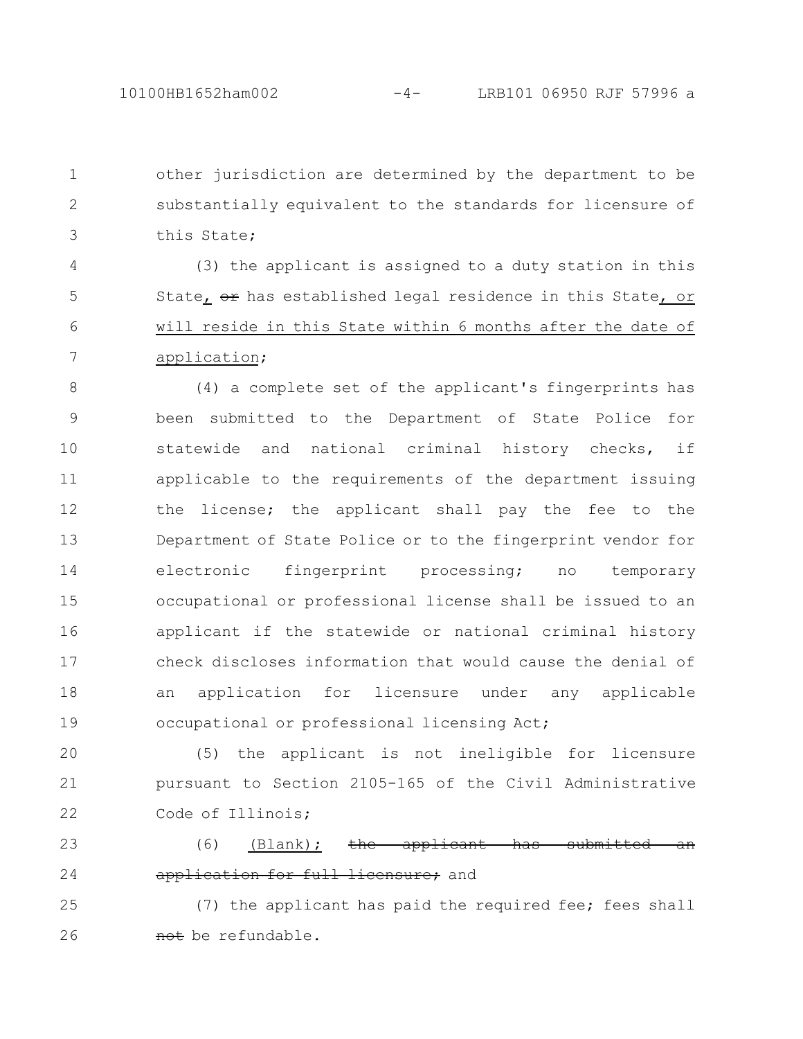other jurisdiction are determined by the department to be substantially equivalent to the standards for licensure of this State;

(3) the applicant is assigned to a duty station in this State, ~~or~~ has established legal residence in this State, or will reside in this State within 6 months after the date of application;

(4) a complete set of the applicant's fingerprints has been submitted to the Department of State Police for statewide and national criminal history checks, if applicable to the requirements of the department issuing the license; the applicant shall pay the fee to the Department of State Police or to the fingerprint vendor for electronic fingerprint processing; no temporary occupational or professional license shall be issued to an applicant if the statewide or national criminal history check discloses information that would cause the denial of an application for licensure under any applicable occupational or professional licensing Act;

(5) the applicant is not ineligible for licensure pursuant to Section 2105-165 of the Civil Administrative Code of Illinois;

(6) (Blank); ~~the applicant has submitted an application for full licensure;~~ and

(7) the applicant has paid the required fee; fees shall ~~not~~ be refundable.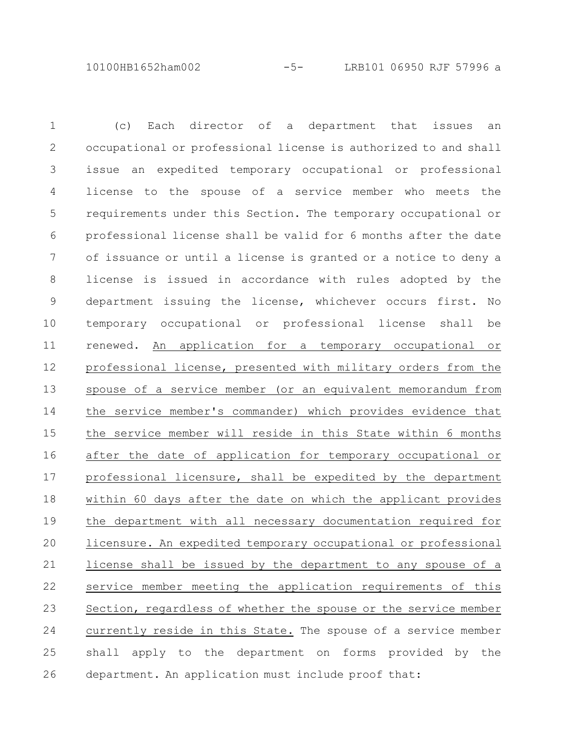(c) Each director of a department that issues an occupational or professional license is authorized to and shall issue an expedited temporary occupational or professional license to the spouse of a service member who meets the requirements under this Section. The temporary occupational or professional license shall be valid for 6 months after the date of issuance or until a license is granted or a notice to deny a license is issued in accordance with rules adopted by the department issuing the license, whichever occurs first. No temporary occupational or professional license shall be renewed. <u>An application for a temporary occupational or professional license, presented with military orders from the spouse of a service member (or an equivalent memorandum from the service member's commander) which provides evidence that the service member will reside in this State within 6 months after the date of application for temporary occupational or professional licensure, shall be expedited by the department within 60 days after the date on which the applicant provides the department with all necessary documentation required for licensure. An expedited temporary occupational or professional license shall be issued by the department to any spouse of a service member meeting the application requirements of this Section, regardless of whether the spouse or the service member currently reside in this State.</u> The spouse of a service member shall apply to the department on forms provided by the department. An application must include proof that: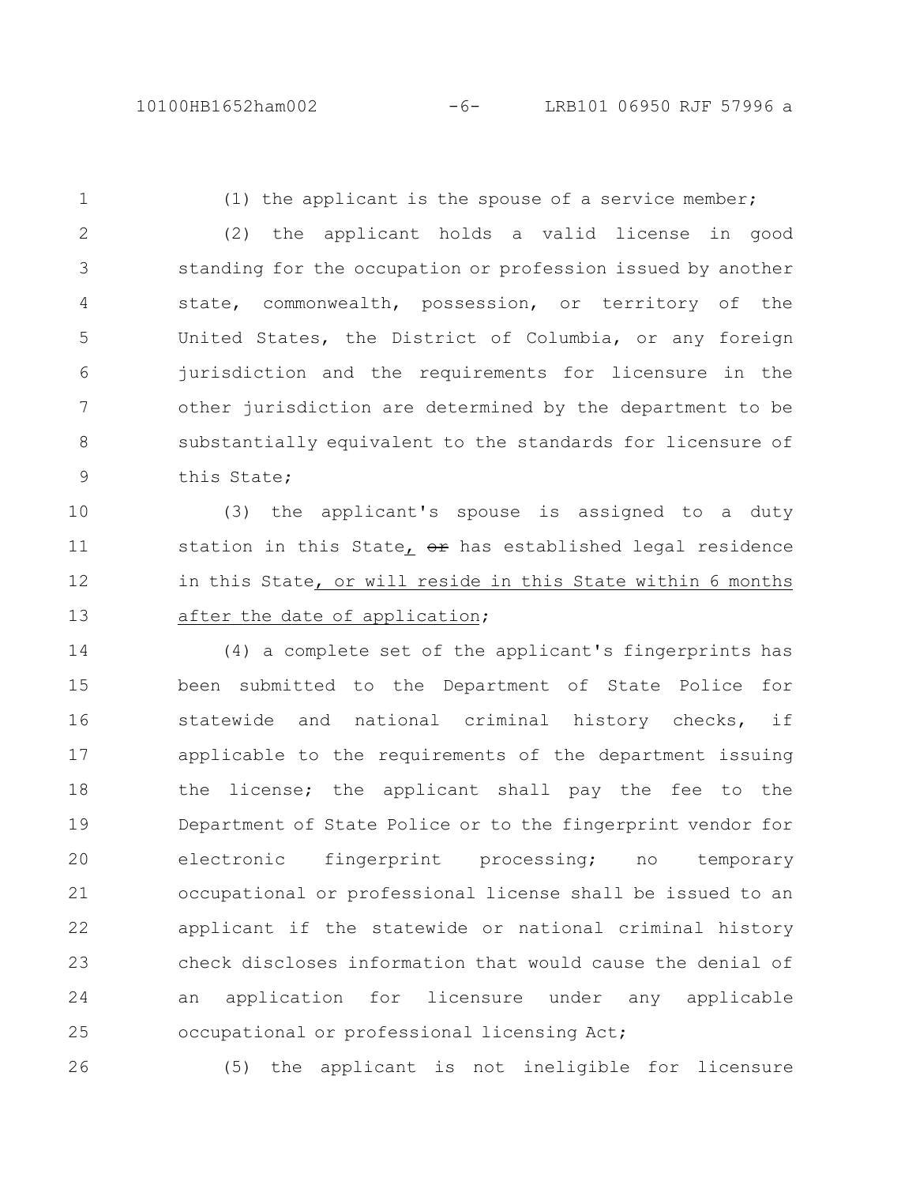(1) the applicant is the spouse of a service member;

(2) the applicant holds a valid license in good standing for the occupation or profession issued by another state, commonwealth, possession, or territory of the United States, the District of Columbia, or any foreign jurisdiction and the requirements for licensure in the other jurisdiction are determined by the department to be substantially equivalent to the standards for licensure of this State;

(3) the applicant's spouse is assigned to a duty station in this State, ~~or~~ has established legal residence in this State, or will reside in this State within 6 months after the date of application;

(4) a complete set of the applicant's fingerprints has been submitted to the Department of State Police for statewide and national criminal history checks, if applicable to the requirements of the department issuing the license; the applicant shall pay the fee to the Department of State Police or to the fingerprint vendor for electronic fingerprint processing; no temporary occupational or professional license shall be issued to an applicant if the statewide or national criminal history check discloses information that would cause the denial of an application for licensure under any applicable occupational or professional licensing Act;

(5) the applicant is not ineligible for licensure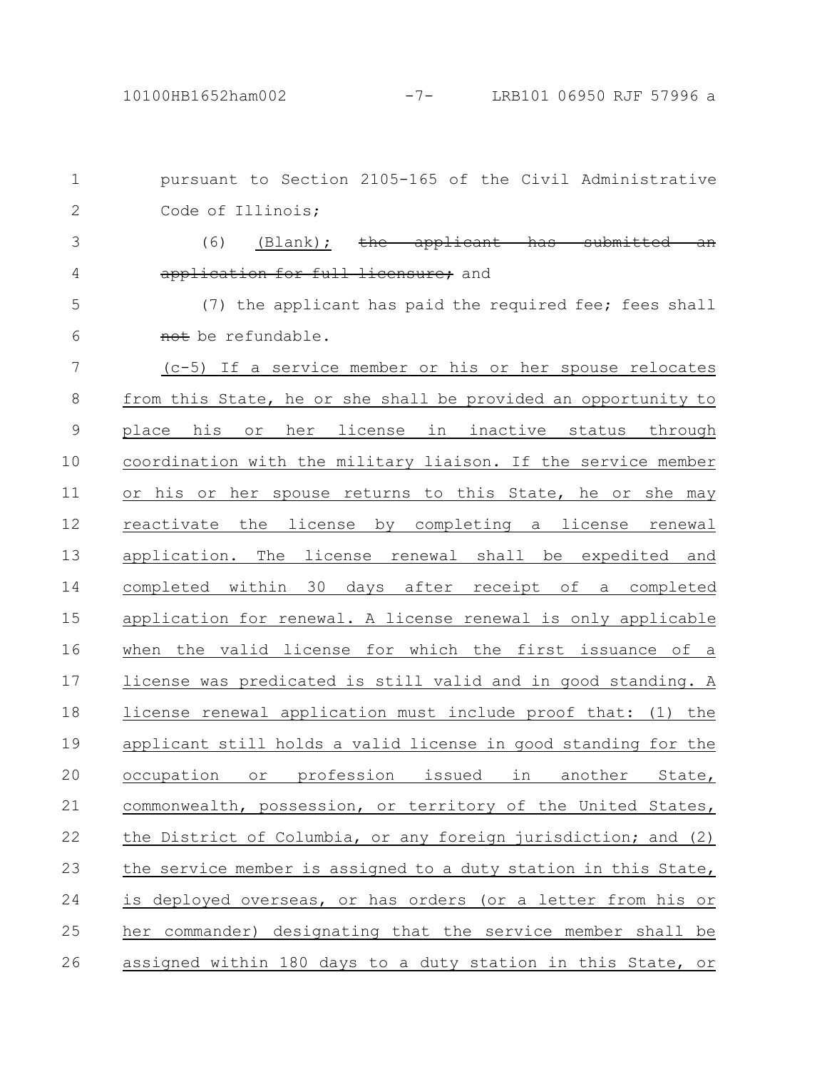pursuant to Section 2105-165 of the Civil Administrative Code of Illinois;

(6) <u>(Blank);</u> ~~the applicant has submitted an application for full licensure;~~ and

(7) the applicant has paid the required fee; fees shall ~~not~~ be refundable.

<u>(c-5) If a service member or his or her spouse relocates from this State, he or she shall be provided an opportunity to place his or her license in inactive status through coordination with the military liaison. If the service member or his or her spouse returns to this State, he or she may reactivate the license by completing a license renewal application. The license renewal shall be expedited and completed within 30 days after receipt of a completed application for renewal. A license renewal is only applicable when the valid license for which the first issuance of a license was predicated is still valid and in good standing. A license renewal application must include proof that: (1) the applicant still holds a valid license in good standing for the occupation or profession issued in another State, commonwealth, possession, or territory of the United States, the District of Columbia, or any foreign jurisdiction; and (2) the service member is assigned to a duty station in this State, is deployed overseas, or has orders (or a letter from his or her commander) designating that the service member shall be assigned within 180 days to a duty station in this State, or</u>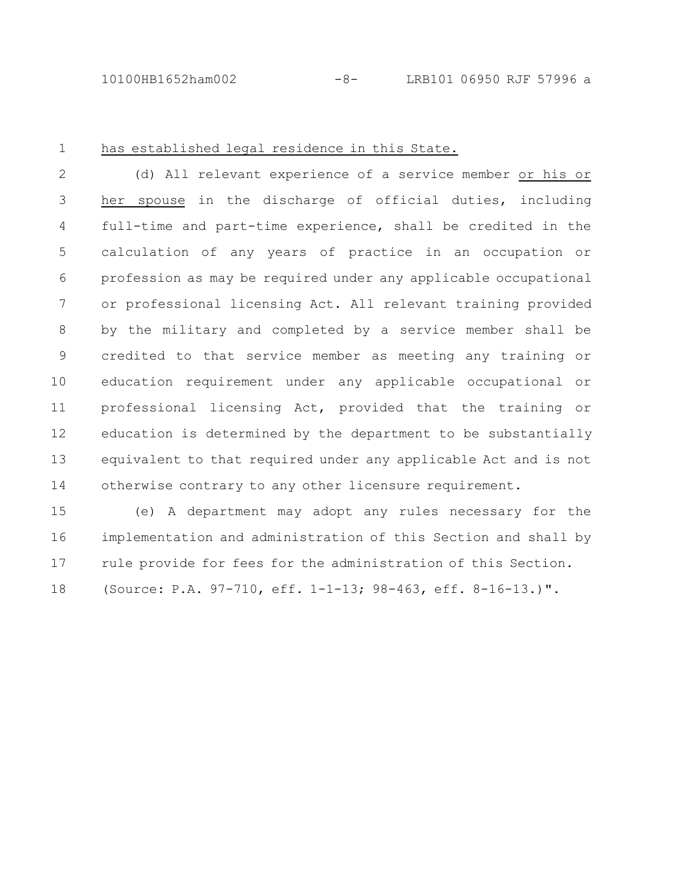has established legal residence in this State.

(d) All relevant experience of a service member or his or her spouse in the discharge of official duties, including full-time and part-time experience, shall be credited in the calculation of any years of practice in an occupation or profession as may be required under any applicable occupational or professional licensing Act. All relevant training provided by the military and completed by a service member shall be credited to that service member as meeting any training or education requirement under any applicable occupational or professional licensing Act, provided that the training or education is determined by the department to be substantially equivalent to that required under any applicable Act and is not otherwise contrary to any other licensure requirement.

(e) A department may adopt any rules necessary for the implementation and administration of this Section and shall by rule provide for fees for the administration of this Section.

(Source: P.A. 97-710, eff. 1-1-13; 98-463, eff. 8-16-13.)".